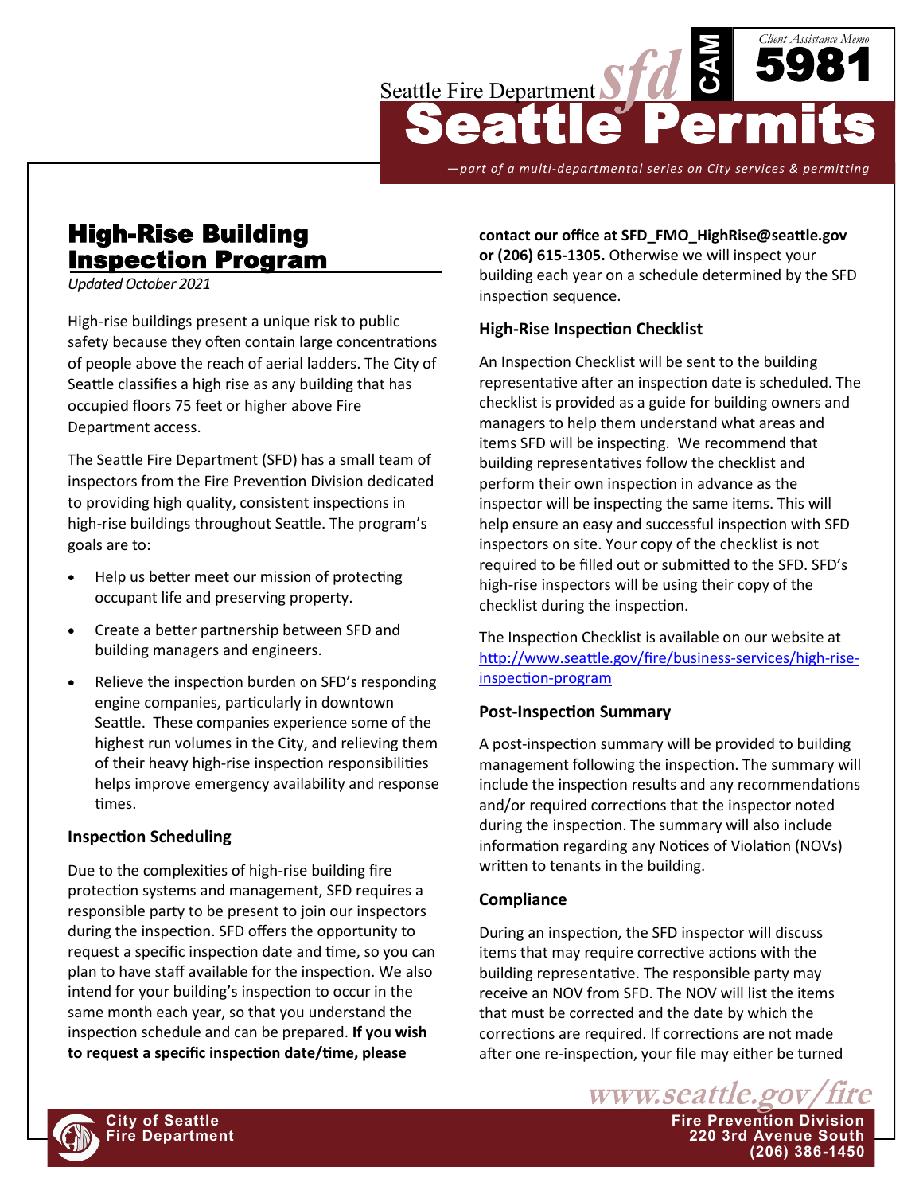Seattle Fire Department

Client Assistance Memo

CAM 5981

# Seattle Permits

*—part of a multi-departmental series on City services & permitting*

## High-Rise Building Inspection Program

*Updated October 2021*

High-rise buildings present a unique risk to public safety because they often contain large concentrations of people above the reach of aerial ladders. The City of Seattle classifies a high rise as any building that has occupied floors 75 feet or higher above Fire Department access.

The Seattle Fire Department (SFD) has a small team of inspectors from the Fire Prevention Division dedicated to providing high quality, consistent inspections in high-rise buildings throughout Seattle. The program's goals are to:

- Help us better meet our mission of protecting occupant life and preserving property.
- Create a better partnership between SFD and building managers and engineers.
- Relieve the inspection burden on SFD's responding engine companies, particularly in downtown Seattle. These companies experience some of the highest run volumes in the City, and relieving them of their heavy high-rise inspection responsibilities helps improve emergency availability and response times.

### Inspection Scheduling

Due to the complexities of high-rise building fire protection systems and management, SFD requires a responsible party to be present to join our inspectors during the inspection. SFD offers the opportunity to request a specific inspection date and time, so you can plan to have staff available for the inspection. We also intend for your building's inspection to occur in the same month each year, so that you understand the inspection schedule and can be prepared. **If you wish to request a specific inspection date/time, please contact our office at SFD_FMO_HighRise@seattle.gov or (206) 615-1305.** Otherwise we will inspect your building each year on a schedule determined by the SFD inspection sequence.

### High-Rise Inspection Checklist

An Inspection Checklist will be sent to the building representative after an inspection date is scheduled. The checklist is provided as a guide for building owners and managers to help them understand what areas and items SFD will be inspecting. We recommend that building representatives follow the checklist and perform their own inspection in advance as the inspector will be inspecting the same items. This will help ensure an easy and successful inspection with SFD inspectors on site. Your copy of the checklist is not required to be filled out or submitted to the SFD. SFD's high-rise inspectors will be using their copy of the checklist during the inspection.

The Inspection Checklist is available on our website at http://www.seattle.gov/fire/business-services/high-rise-inspection-program

### Post-Inspection Summary

A post-inspection summary will be provided to building management following the inspection. The summary will include the inspection results and any recommendations and/or required corrections that the inspector noted during the inspection. The summary will also include information regarding any Notices of Violation (NOVs) written to tenants in the building.

### Compliance

During an inspection, the SFD inspector will discuss items that may require corrective actions with the building representative. The responsible party may receive an NOV from SFD. The NOV will list the items that must be corrected and the date by which the corrections are required. If corrections are not made after one re-inspection, your file may either be turned

www.seattle.gov/fire

City of Seattle
Fire Department

Fire Prevention Division
220 3rd Avenue South
(206) 386-1450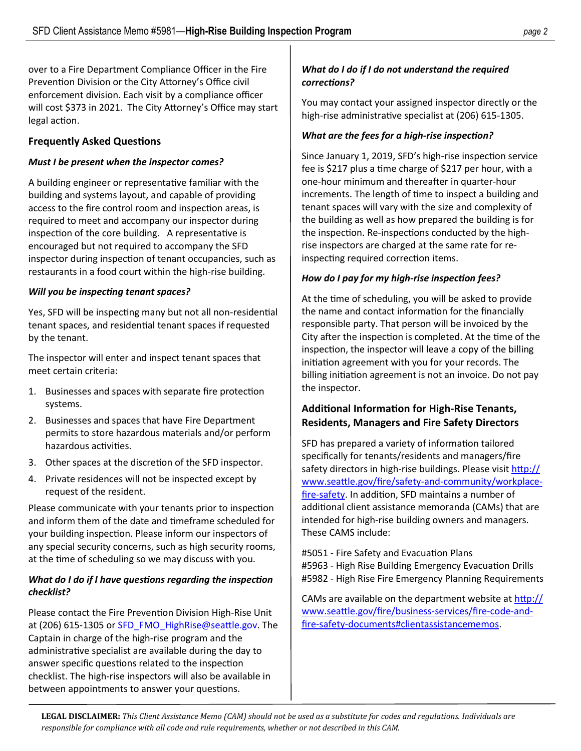over to a Fire Department Compliance Officer in the Fire Prevention Division or the City Attorney's Office civil enforcement division. Each visit by a compliance officer will cost $373 in 2021. The City Attorney's Office may start legal action.

## Frequently Asked Questions

***Must I be present when the inspector comes?***

A building engineer or representative familiar with the building and systems layout, and capable of providing access to the fire control room and inspection areas, is required to meet and accompany our inspector during inspection of the core building. A representative is encouraged but not required to accompany the SFD inspector during inspection of tenant occupancies, such as restaurants in a food court within the high-rise building.

***Will you be inspecting tenant spaces?***

Yes, SFD will be inspecting many but not all non-residential tenant spaces, and residential tenant spaces if requested by the tenant.

The inspector will enter and inspect tenant spaces that meet certain criteria:

1. Businesses and spaces with separate fire protection systems.
2. Businesses and spaces that have Fire Department permits to store hazardous materials and/or perform hazardous activities.
3. Other spaces at the discretion of the SFD inspector.
4. Private residences will not be inspected except by request of the resident.

Please communicate with your tenants prior to inspection and inform them of the date and timeframe scheduled for your building inspection. Please inform our inspectors of any special security concerns, such as high security rooms, at the time of scheduling so we may discuss with you.

***What do I do if I have questions regarding the inspection checklist?***

Please contact the Fire Prevention Division High-Rise Unit at (206) 615-1305 or SFD_FMO_HighRise@seattle.gov. The Captain in charge of the high-rise program and the administrative specialist are available during the day to answer specific questions related to the inspection checklist. The high-rise inspectors will also be available in between appointments to answer your questions.

***What do I do if I do not understand the required corrections?***

You may contact your assigned inspector directly or the high-rise administrative specialist at (206) 615-1305.

***What are the fees for a high-rise inspection?***

Since January 1, 2019, SFD's high-rise inspection service fee is $217 plus a time charge of $217 per hour, with a one-hour minimum and thereafter in quarter-hour increments. The length of time to inspect a building and tenant spaces will vary with the size and complexity of the building as well as how prepared the building is for the inspection. Re-inspections conducted by the high-rise inspectors are charged at the same rate for re-inspecting required correction items.

***How do I pay for my high-rise inspection fees?***

At the time of scheduling, you will be asked to provide the name and contact information for the financially responsible party. That person will be invoiced by the City after the inspection is completed. At the time of the inspection, the inspector will leave a copy of the billing initiation agreement with you for your records. The billing initiation agreement is not an invoice. Do not pay the inspector.

## Additional Information for High-Rise Tenants, Residents, Managers and Fire Safety Directors

SFD has prepared a variety of information tailored specifically for tenants/residents and managers/fire safety directors in high-rise buildings. Please visit [http://www.seattle.gov/fire/safety-and-community/workplace-fire-safety](http://www.seattle.gov/fire/safety-and-community/workplace-fire-safety). In addition, SFD maintains a number of additional client assistance memoranda (CAMs) that are intended for high-rise building owners and managers. These CAMS include:

#5051 - Fire Safety and Evacuation Plans
#5963 - High Rise Building Emergency Evacuation Drills
#5982 - High Rise Fire Emergency Planning Requirements

CAMs are available on the department website at [http://www.seattle.gov/fire/business-services/fire-code-and-fire-safety-documents#clientassistancememos](http://www.seattle.gov/fire/business-services/fire-code-and-fire-safety-documents#clientassistancememos).

**LEGAL DISCLAIMER:** *This Client Assistance Memo (CAM) should not be used as a substitute for codes and regulations. Individuals are responsible for compliance with all code and rule requirements, whether or not described in this CAM.*